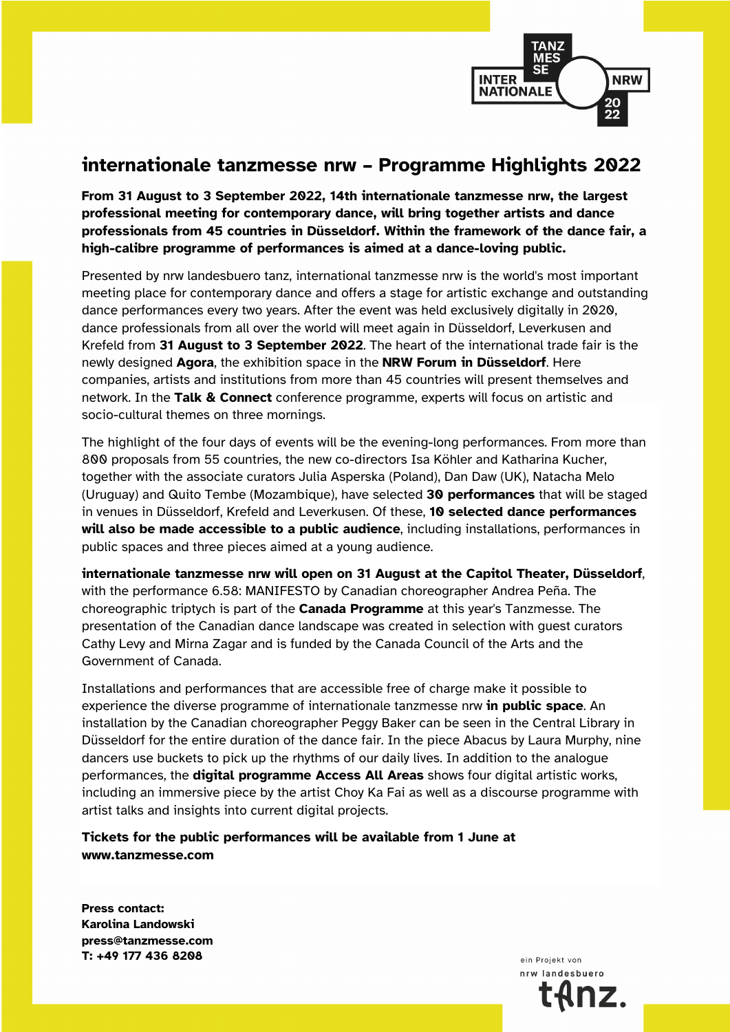# internationale tanzmesse nrw – Programme Highlights 2022

**From 31 August to 3 September 2022, 14th internationale tanzmesse nrw, the largest professional meeting for contemporary dance, will bring together artists and dance professionals from 45 countries in Düsseldorf. Within the framework of the dance fair, a high-calibre programme of performances is aimed at a dance-loving public.**

Presented by nrw landesbuero tanz, international tanzmesse nrw is the world's most important meeting place for contemporary dance and offers a stage for artistic exchange and outstanding dance performances every two years. After the event was held exclusively digitally in 2020, dance professionals from all over the world will meet again in Düsseldorf, Leverkusen and Krefeld from **31 August to 3 September 2022**. The heart of the international trade fair is the newly designed **Agora**, the exhibition space in the **NRW Forum in Düsseldorf**. Here companies, artists and institutions from more than 45 countries will present themselves and network. In the **Talk & Connect** conference programme, experts will focus on artistic and socio-cultural themes on three mornings.

The highlight of the four days of events will be the evening-long performances. From more than 800 proposals from 55 countries, the new co-directors Isa Köhler and Katharina Kucher, together with the associate curators Julia Asperska (Poland), Dan Daw (UK), Natacha Melo (Uruguay) and Quito Tembe (Mozambique), have selected **30 performances** that will be staged in venues in Düsseldorf, Krefeld and Leverkusen. Of these, **10 selected dance performances will also be made accessible to a public audience**, including installations, performances in public spaces and three pieces aimed at a young audience.

**internationale tanzmesse nrw will open on 31 August at the Capitol Theater, Düsseldorf**, with the performance 6.58: MANIFESTO by Canadian choreographer Andrea Peña. The choreographic triptych is part of the **Canada Programme** at this year's Tanzmesse. The presentation of the Canadian dance landscape was created in selection with guest curators Cathy Levy and Mirna Zagar and is funded by the Canada Council of the Arts and the Government of Canada.

Installations and performances that are accessible free of charge make it possible to experience the diverse programme of internationale tanzmesse nrw **in public space**. An installation by the Canadian choreographer Peggy Baker can be seen in the Central Library in Düsseldorf for the entire duration of the dance fair. In the piece Abacus by Laura Murphy, nine dancers use buckets to pick up the rhythms of our daily lives. In addition to the analogue performances, the **digital programme Access All Areas** shows four digital artistic works, including an immersive piece by the artist Choy Ka Fai as well as a discourse programme with artist talks and insights into current digital projects.

**Tickets for the public performances will be available from 1 June at www.tanzmesse.com**

**Press contact:**
**Karolina Landowski**
**press@tanzmesse.com**
**T: +49 177 436 8208**

ein Projekt von
nrw landesbuero
tanz.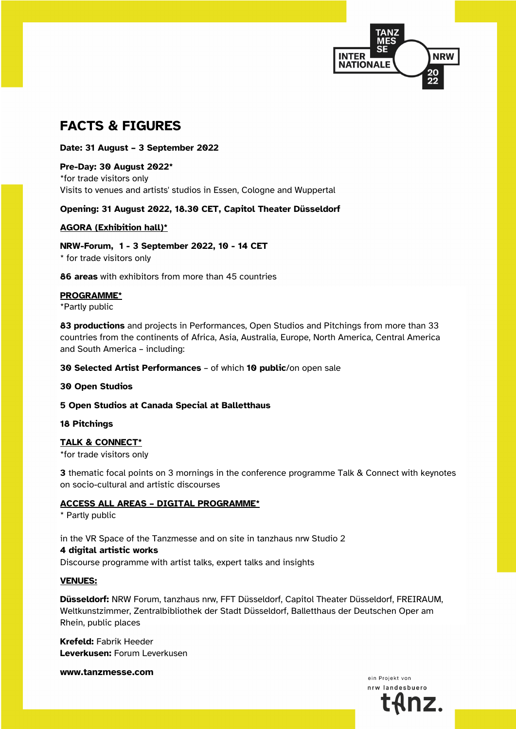## FACTS & FIGURES

**Date: 31 August – 3 September 2022**

**Pre-Day: 30 August 2022***
*for trade visitors only
Visits to venues and artists' studios in Essen, Cologne and Wuppertal

**Opening: 31 August 2022, 18.30 CET, Capitol Theater Düsseldorf**

**AGORA (Exhibition hall)***

**NRW-Forum, 1 - 3 September 2022, 10 - 14 CET**
* for trade visitors only

**86 areas** with exhibitors from more than 45 countries

**PROGRAMME***
*Partly public

**83 productions** and projects in Performances, Open Studios and Pitchings from more than 33 countries from the continents of Africa, Asia, Australia, Europe, North America, Central America and South America – including:

**30 Selected Artist Performances** – of which **10 public**/on open sale

**30 Open Studios**

**5 Open Studios at Canada Special at Balletthaus**

**18 Pitchings**

**TALK & CONNECT***
*for trade visitors only

**3** thematic focal points on 3 mornings in the conference programme Talk & Connect with keynotes on socio-cultural and artistic discourses

**ACCESS ALL AREAS – DIGITAL PROGRAMME***
* Partly public

in the VR Space of the Tanzmesse and on site in tanzhaus nrw Studio 2
**4 digital artistic works**
Discourse programme with artist talks, expert talks and insights

**VENUES:**

**Düsseldorf:** NRW Forum, tanzhaus nrw, FFT Düsseldorf, Capitol Theater Düsseldorf, FREIRAUM, Weltkunstzimmer, Zentralbibliothek der Stadt Düsseldorf, Balletthaus der Deutschen Oper am Rhein, public places

**Krefeld:** Fabrik Heeder
**Leverkusen:** Forum Leverkusen

**www.tanzmesse.com**

ein Projekt von
nrw landesbuero
tanz.